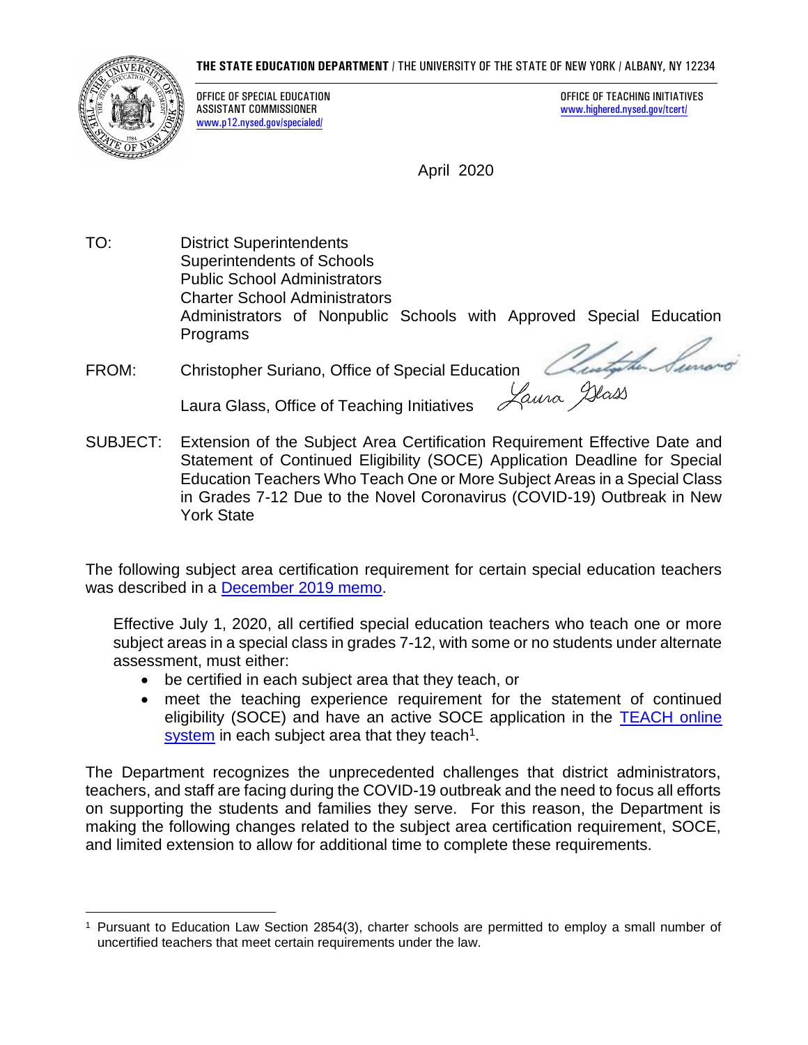**THE STATE EDUCATION DEPARTMENT** / THE UNIVERSITY OF THE STATE OF NEW YORK / ALBANY, NY 12234

OFFICE OF SPECIAL EDUCATION
ASSISTANT COMMISSIONER
[www.p12.nysed.gov/specialed/](www.p12.nysed.gov/specialed/)

OFFICE OF TEACHING INITIATIVES
[www.highered.nysed.gov/tcert/](www.highered.nysed.gov/tcert/)

April 2020

TO: District Superintendents
Superintendents of Schools
Public School Administrators
Charter School Administrators
Administrators of Nonpublic Schools with Approved Special Education Programs

FROM: Christopher Suriano, Office of Special Education

Laura Glass, Office of Teaching Initiatives

SUBJECT: Extension of the Subject Area Certification Requirement Effective Date and Statement of Continued Eligibility (SOCE) Application Deadline for Special Education Teachers Who Teach One or More Subject Areas in a Special Class in Grades 7-12 Due to the Novel Coronavirus (COVID-19) Outbreak in New York State

The following subject area certification requirement for certain special education teachers was described in a December 2019 memo.

> Effective July 1, 2020, all certified special education teachers who teach one or more subject areas in a special class in grades 7-12, with some or no students under alternate assessment, must either:
>
> - be certified in each subject area that they teach, or
> - meet the teaching experience requirement for the statement of continued eligibility (SOCE) and have an active SOCE application in the TEACH online system in each subject area that they teach[1].

The Department recognizes the unprecedented challenges that district administrators, teachers, and staff are facing during the COVID-19 outbreak and the need to focus all efforts on supporting the students and families they serve. For this reason, the Department is making the following changes related to the subject area certification requirement, SOCE, and limited extension to allow for additional time to complete these requirements.

---

[1] Pursuant to Education Law Section 2854(3), charter schools are permitted to employ a small number of uncertified teachers that meet certain requirements under the law.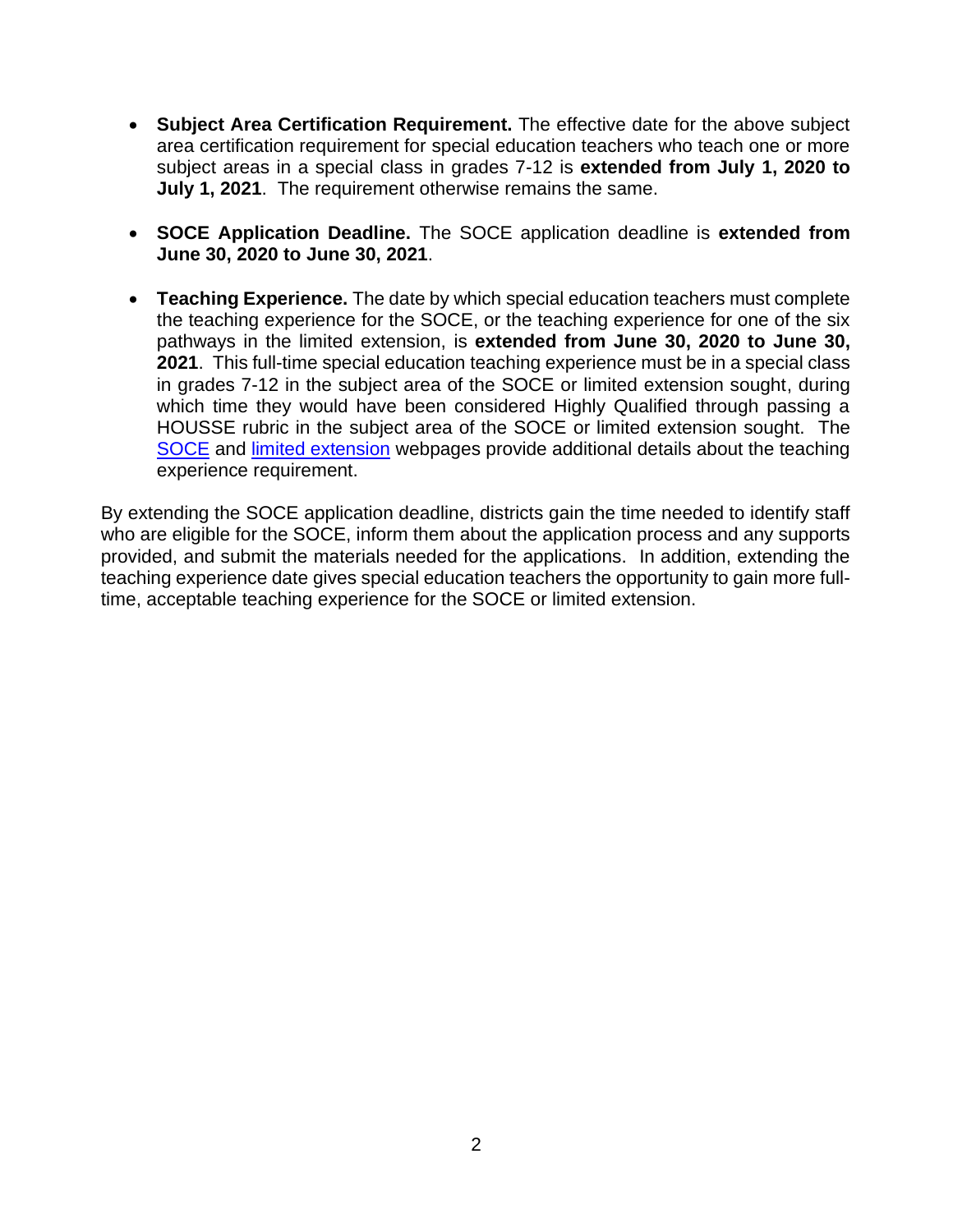- **Subject Area Certification Requirement.** The effective date for the above subject area certification requirement for special education teachers who teach one or more subject areas in a special class in grades 7-12 is **extended from July 1, 2020 to July 1, 2021**. The requirement otherwise remains the same.

- **SOCE Application Deadline.** The SOCE application deadline is **extended from June 30, 2020 to June 30, 2021**.

- **Teaching Experience.** The date by which special education teachers must complete the teaching experience for the SOCE, or the teaching experience for one of the six pathways in the limited extension, is **extended from June 30, 2020 to June 30, 2021**. This full-time special education teaching experience must be in a special class in grades 7-12 in the subject area of the SOCE or limited extension sought, during which time they would have been considered Highly Qualified through passing a HOUSSE rubric in the subject area of the SOCE or limited extension sought. The SOCE and limited extension webpages provide additional details about the teaching experience requirement.

By extending the SOCE application deadline, districts gain the time needed to identify staff who are eligible for the SOCE, inform them about the application process and any supports provided, and submit the materials needed for the applications. In addition, extending the teaching experience date gives special education teachers the opportunity to gain more full-time, acceptable teaching experience for the SOCE or limited extension.